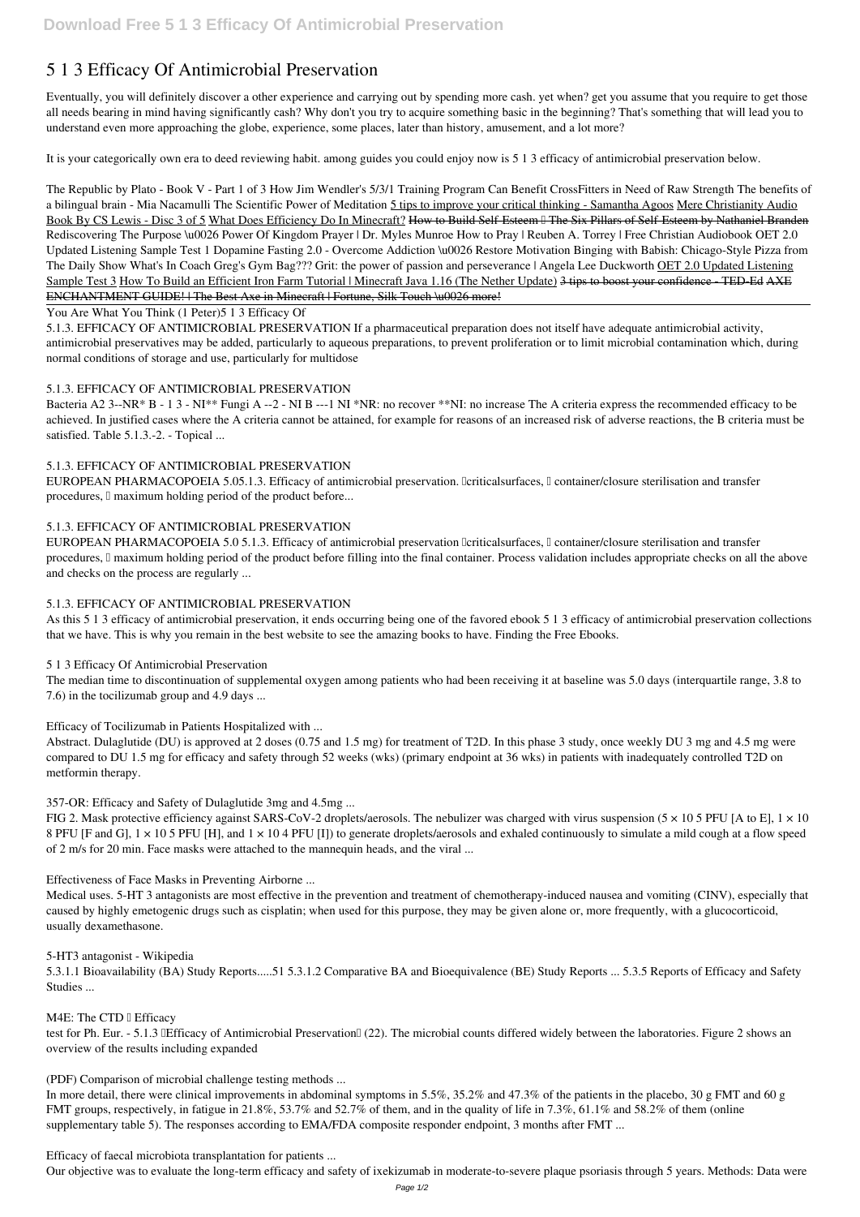# 5 1 3 Efficacy Of Antimicrobial Preservation

Eventually, you will definitely discover a other experience and carrying out by spending more cash. yet when? get you assume that you require to get those all needs bearing in mind having significantly cash? Why don't you try to acquire something basic in the beginning? That's something that will lead you to understand even more approaching the globe, experience, some places, later than history, amusement, and a lot more?

It is your categorically own era to deed reviewing habit. among guides you could enjoy now is **5 1 3 efficacy of antimicrobial preservation** below.

The Republic by Plato - Book V - Part 1 of 3 How Jim Wendler's 5/3/1 Training Program Can Benefit CrossFitters in Need of Raw Strength The benefits of a bilingual brain - Mia Nacamulli The Scientific Power of Meditation 5 tips to improve your critical thinking - Samantha Agoos Mere Christianity Audio Book By CS Lewis - Disc 3 of 5 What Does Efficiency Do In Minecraft? ~~How to Build Self-Esteem – The Six Pillars of Self-Esteem by Nathaniel Branden~~ Rediscovering The Purpose \u0026 Power Of Kingdom Prayer | Dr. Myles Munroe How to Pray | Reuben A. Torrey | Free Christian Audiobook OET 2.0 Updated Listening Sample Test 1 Dopamine Fasting 2.0 - Overcome Addiction \u0026 Restore Motivation Binging with Babish: Chicago-Style Pizza from The Daily Show What's In Coach Greg's Gym Bag??? Grit: the power of passion and perseverance | Angela Lee Duckworth OET 2.0 Updated Listening Sample Test 3 How To Build an Efficient Iron Farm Tutorial | Minecraft Java 1.16 (The Nether Update) ~~3 tips to boost your confidence - TED-Ed~~ ~~AXE ENCHANTMENT GUIDE! | The Best Axe in Minecraft | Fortune, Silk Touch \u0026 more!~~

You Are What You Think (1 Peter)5 1 3 Efficacy Of

5.1.3. EFFICACY OF ANTIMICROBIAL PRESERVATION If a pharmaceutical preparation does not itself have adequate antimicrobial activity, antimicrobial preservatives may be added, particularly to aqueous preparations, to prevent proliferation or to limit microbial contamination which, during normal conditions of storage and use, particularly for multidose

5.1.3. EFFICACY OF ANTIMICROBIAL PRESERVATION

Bacteria A2 3--NR* B - 1 3 - NI** Fungi A --2 - NI B ---1 NI *NR: no recover **NI: no increase The A criteria express the recommended efficacy to be achieved. In justified cases where the A criteria cannot be attained, for example for reasons of an increased risk of adverse reactions, the B criteria must be satisfied. Table 5.1.3.-2. - Topical ...

5.1.3. EFFICACY OF ANTIMICROBIAL PRESERVATION

EUROPEAN PHARMACOPOEIA 5.05.1.3. Efficacy of antimicrobial preservation. –criticalsurfaces, – container/closure sterilisation and transfer procedures, – maximum holding period of the product before...

5.1.3. EFFICACY OF ANTIMICROBIAL PRESERVATION

EUROPEAN PHARMACOPOEIA 5.0 5.1.3. Efficacy of antimicrobial preservation –criticalsurfaces, – container/closure sterilisation and transfer procedures, – maximum holding period of the product before filling into the final container. Process validation includes appropriate checks on all the above and checks on the process are regularly ...

5.1.3. EFFICACY OF ANTIMICROBIAL PRESERVATION

As this 5 1 3 efficacy of antimicrobial preservation, it ends occurring being one of the favored ebook 5 1 3 efficacy of antimicrobial preservation collections that we have. This is why you remain in the best website to see the amazing books to have. Finding the Free Ebooks.

5 1 3 Efficacy Of Antimicrobial Preservation

The median time to discontinuation of supplemental oxygen among patients who had been receiving it at baseline was 5.0 days (interquartile range, 3.8 to 7.6) in the tocilizumab group and 4.9 days ...

Efficacy of Tocilizumab in Patients Hospitalized with ...

Abstract. Dulaglutide (DU) is approved at 2 doses (0.75 and 1.5 mg) for treatment of T2D. In this phase 3 study, once weekly DU 3 mg and 4.5 mg were compared to DU 1.5 mg for efficacy and safety through 52 weeks (wks) (primary endpoint at 36 wks) in patients with inadequately controlled T2D on metformin therapy.

357-OR: Efficacy and Safety of Dulaglutide 3mg and 4.5mg ...

FIG 2. Mask protective efficiency against SARS-CoV-2 droplets/aerosols. The nebulizer was charged with virus suspension ($5 \times 10^5$ PFU [A to E], $1 \times 10^8$ PFU [F and G], $1 \times 10^5$ PFU [H], and $1 \times 10^4$ PFU [I]) to generate droplets/aerosols and exhaled continuously to simulate a mild cough at a flow speed of 2 m/s for 20 min. Face masks were attached to the mannequin heads, and the viral ...

Effectiveness of Face Masks in Preventing Airborne ...

Medical uses. 5-HT 3 antagonists are most effective in the prevention and treatment of chemotherapy-induced nausea and vomiting (CINV), especially that caused by highly emetogenic drugs such as cisplatin; when used for this purpose, they may be given alone or, more frequently, with a glucocorticoid, usually dexamethasone.

5-HT3 antagonist - Wikipedia

5.3.1.1 Bioavailability (BA) Study Reports.....51 5.3.1.2 Comparative BA and Bioequivalence (BE) Study Reports ... 5.3.5 Reports of Efficacy and Safety Studies ...

M4E: The CTD – Efficacy

test for Ph. Eur. - 5.1.3 "Efficacy of Antimicrobial Preservation" (22). The microbial counts differed widely between the laboratories. Figure 2 shows an overview of the results including expanded

(PDF) Comparison of microbial challenge testing methods ...

In more detail, there were clinical improvements in abdominal symptoms in 5.5%, 35.2% and 47.3% of the patients in the placebo, 30 g FMT and 60 g FMT groups, respectively, in fatigue in 21.8%, 53.7% and 52.7% of them, and in the quality of life in 7.3%, 61.1% and 58.2% of them (online supplementary table 5). The responses according to EMA/FDA composite responder endpoint, 3 months after FMT ...

Efficacy of faecal microbiota transplantation for patients ...

Our objective was to evaluate the long-term efficacy and safety of ixekizumab in moderate-to-severe plaque psoriasis through 5 years. Methods: Data were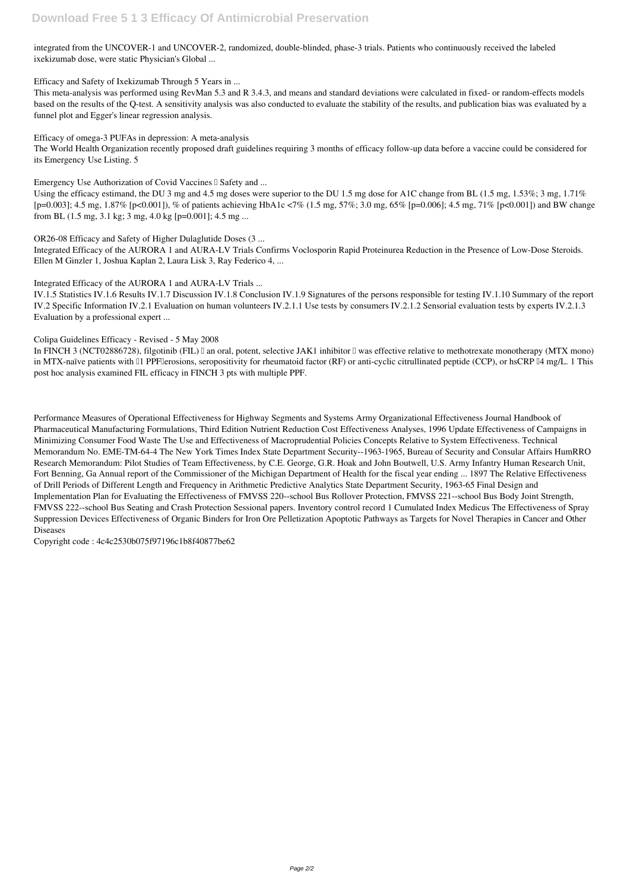integrated from the UNCOVER-1 and UNCOVER-2, randomized, double-blinded, phase-3 trials. Patients who continuously received the labeled ixekizumab dose, were static Physician's Global ...

Efficacy and Safety of Ixekizumab Through 5 Years in ...

This meta-analysis was performed using RevMan 5.3 and R 3.4.3, and means and standard deviations were calculated in fixed- or random-effects models based on the results of the Q-test. A sensitivity analysis was also conducted to evaluate the stability of the results, and publication bias was evaluated by a funnel plot and Egger's linear regression analysis.

Efficacy of omega-3 PUFAs in depression: A meta-analysis

The World Health Organization recently proposed draft guidelines requiring 3 months of efficacy follow-up data before a vaccine could be considered for its Emergency Use Listing. 5

Emergency Use Authorization of Covid Vaccines — Safety and ...

Using the efficacy estimand, the DU 3 mg and 4.5 mg doses were superior to the DU 1.5 mg dose for A1C change from BL (1.5 mg, 1.53%; 3 mg, 1.71% [p=0.003]; 4.5 mg, 1.87% [p<0.001]), % of patients achieving HbA1c <7% (1.5 mg, 57%; 3.0 mg, 65% [p=0.006]; 4.5 mg, 71% [p<0.001]) and BW change from BL (1.5 mg, 3.1 kg; 3 mg, 4.0 kg [p=0.001]; 4.5 mg ...

OR26-08 Efficacy and Safety of Higher Dulaglutide Doses (3 ...

Integrated Efficacy of the AURORA 1 and AURA-LV Trials Confirms Voclosporin Rapid Proteinurea Reduction in the Presence of Low-Dose Steroids. Ellen M Ginzler 1, Joshua Kaplan 2, Laura Lisk 3, Ray Federico 4, ...

Integrated Efficacy of the AURORA 1 and AURA-LV Trials ...

IV.1.5 Statistics IV.1.6 Results IV.1.7 Discussion IV.1.8 Conclusion IV.1.9 Signatures of the persons responsible for testing IV.1.10 Summary of the report IV.2 Specific Information IV.2.1 Evaluation on human volunteers IV.2.1.1 Use tests by consumers IV.2.1.2 Sensorial evaluation tests by experts IV.2.1.3 Evaluation by a professional expert ...

Colipa Guidelines Efficacy - Revised - 5 May 2008

In FINCH 3 (NCT02886728), filgotinib (FIL) — an oral, potent, selective JAK1 inhibitor — was effective relative to methotrexate monotherapy (MTX mono) in MTX-naïve patients with ≥1 PPF—erosions, seropositivity for rheumatoid factor (RF) or anti-cyclic citrullinated peptide (CCP), or hsCRP ≥4 mg/L. 1 This post hoc analysis examined FIL efficacy in FINCH 3 pts with multiple PPF.

Performance Measures of Operational Effectiveness for Highway Segments and Systems Army Organizational Effectiveness Journal Handbook of Pharmaceutical Manufacturing Formulations, Third Edition Nutrient Reduction Cost Effectiveness Analyses, 1996 Update Effectiveness of Campaigns in Minimizing Consumer Food Waste The Use and Effectiveness of Macroprudential Policies Concepts Relative to System Effectiveness. Technical Memorandum No. EME-TM-64-4 The New York Times Index State Department Security--1963-1965, Bureau of Security and Consular Affairs HumRRO Research Memorandum: Pilot Studies of Team Effectiveness, by C.E. George, G.R. Hoak and John Boutwell, U.S. Army Infantry Human Research Unit, Fort Benning, Ga Annual report of the Commissioner of the Michigan Department of Health for the fiscal year ending ... 1897 The Relative Effectiveness of Drill Periods of Different Length and Frequency in Arithmetic Predictive Analytics State Department Security, 1963-65 Final Design and Implementation Plan for Evaluating the Effectiveness of FMVSS 220--school Bus Rollover Protection, FMVSS 221--school Bus Body Joint Strength, FMVSS 222--school Bus Seating and Crash Protection Sessional papers. Inventory control record 1 Cumulated Index Medicus The Effectiveness of Spray Suppression Devices Effectiveness of Organic Binders for Iron Ore Pelletization Apoptotic Pathways as Targets for Novel Therapies in Cancer and Other Diseases

Copyright code : 4c4c2530b075f97196c1b8f40877be62